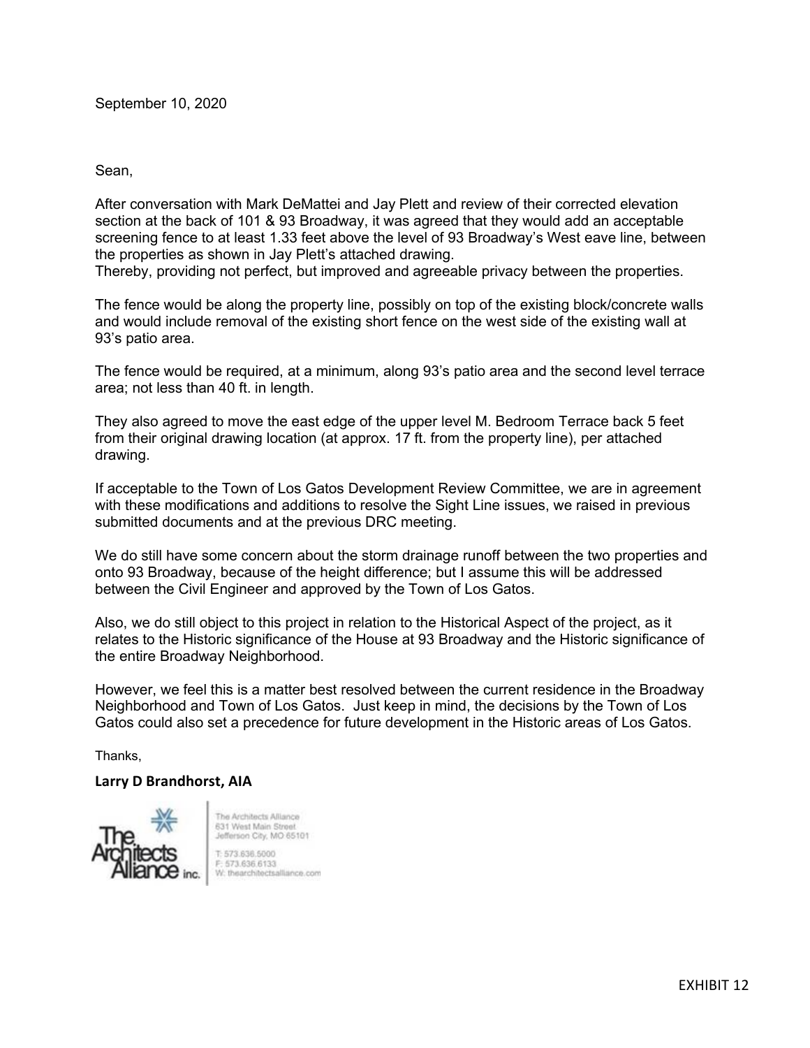September 10, 2020

Sean,

After conversation with Mark DeMattei and Jay Plett and review of their corrected elevation section at the back of 101 & 93 Broadway, it was agreed that they would add an acceptable screening fence to at least 1.33 feet above the level of 93 Broadway's West eave line, between the properties as shown in Jay Plett's attached drawing.
Thereby, providing not perfect, but improved and agreeable privacy between the properties.

The fence would be along the property line, possibly on top of the existing block/concrete walls and would include removal of the existing short fence on the west side of the existing wall at 93's patio area.

The fence would be required, at a minimum, along 93's patio area and the second level terrace area; not less than 40 ft. in length.

They also agreed to move the east edge of the upper level M. Bedroom Terrace back 5 feet from their original drawing location (at approx. 17 ft. from the property line), per attached drawing.

If acceptable to the Town of Los Gatos Development Review Committee, we are in agreement with these modifications and additions to resolve the Sight Line issues, we raised in previous submitted documents and at the previous DRC meeting.

We do still have some concern about the storm drainage runoff between the two properties and onto 93 Broadway, because of the height difference; but I assume this will be addressed between the Civil Engineer and approved by the Town of Los Gatos.

Also, we do still object to this project in relation to the Historical Aspect of the project, as it relates to the Historic significance of the House at 93 Broadway and the Historic significance of the entire Broadway Neighborhood.

However, we feel this is a matter best resolved between the current residence in the Broadway Neighborhood and Town of Los Gatos. Just keep in mind, the decisions by the Town of Los Gatos could also set a precedence for future development in the Historic areas of Los Gatos.

Thanks,

**Larry D Brandhorst, AIA**

The Architects Alliance inc.

The Architects Alliance
631 West Main Street
Jefferson City, MO 65101

T: 573.636.5000
F: 573.636.6133
W: thearchitectsalliance.com

EXHIBIT 12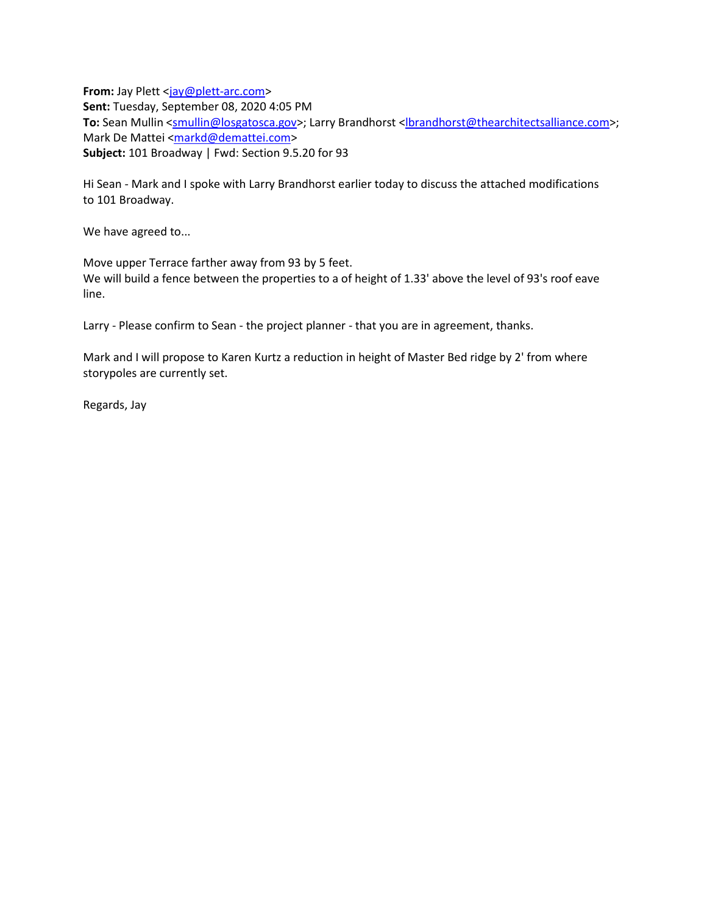**From:** Jay Plett <jay@plett-arc.com>
**Sent:** Tuesday, September 08, 2020 4:05 PM
**To:** Sean Mullin <smullin@losgatosca.gov>; Larry Brandhorst <lbrandhorst@thearchitectsalliance.com>; Mark De Mattei <markd@demattei.com>
**Subject:** 101 Broadway | Fwd: Section 9.5.20 for 93

Hi Sean - Mark and I spoke with Larry Brandhorst earlier today to discuss the attached modifications to 101 Broadway.

We have agreed to...

Move upper Terrace farther away from 93 by 5 feet.
We will build a fence between the properties to a of height of 1.33' above the level of 93's roof eave line.

Larry - Please confirm to Sean - the project planner - that you are in agreement, thanks.

Mark and I will propose to Karen Kurtz a reduction in height of Master Bed ridge by 2' from where storypoles are currently set.

Regards, Jay